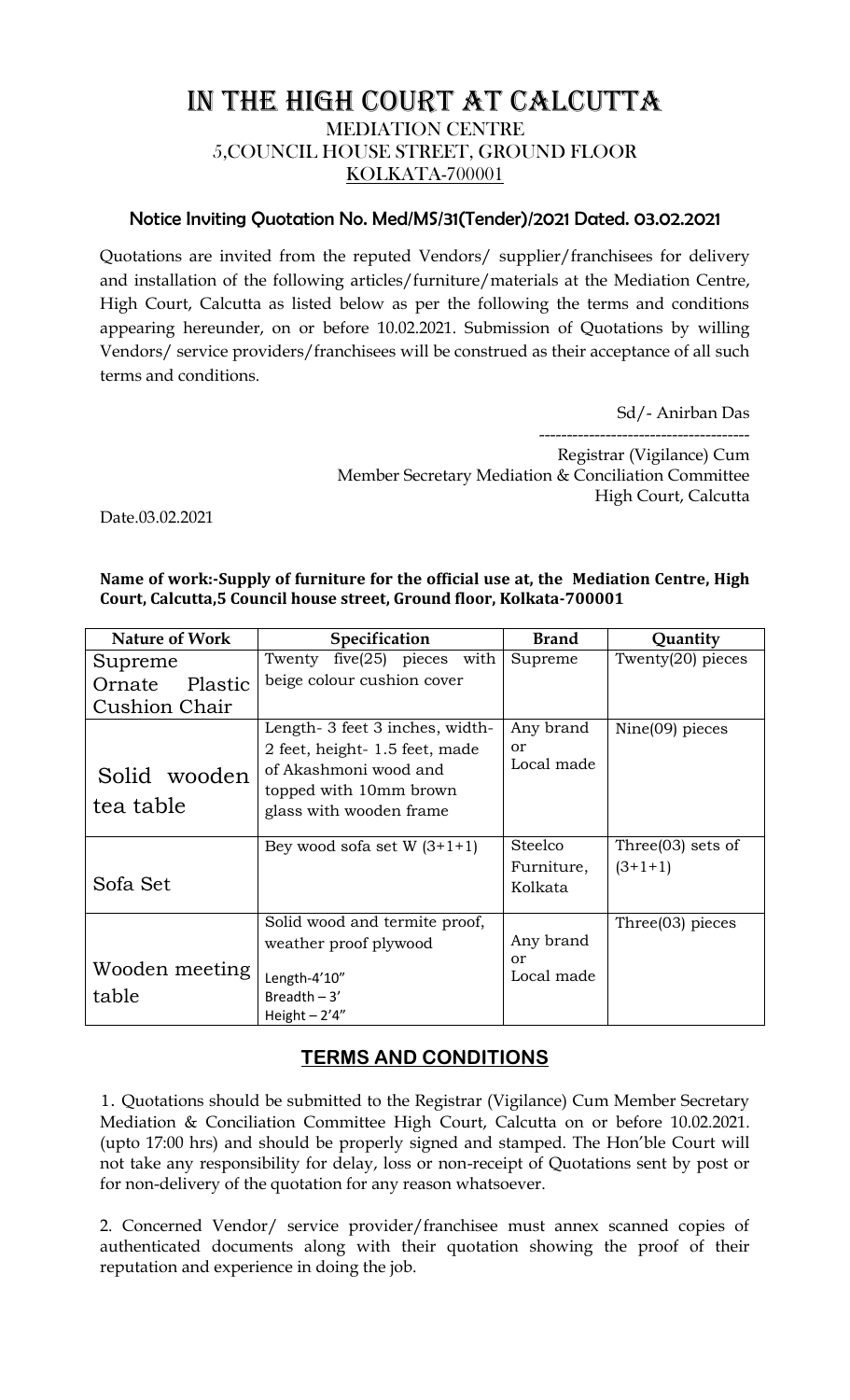# IN THE HIGH COURT AT CALCUTTA

## MEDIATION CENTRE
## 5,COUNCIL HOUSE STREET, GROUND FLOOR
## KOLKATA-700001

### Notice Inviting Quotation No. Med/MS/31(Tender)/2021 Dated. 03.02.2021

Quotations are invited from the reputed Vendors/ supplier/franchisees for delivery and installation of the following articles/furniture/materials at the Mediation Centre, High Court, Calcutta as listed below as per the following the terms and conditions appearing hereunder, on or before 10.02.2021. Submission of Quotations by willing Vendors/ service providers/franchisees will be construed as their acceptance of all such terms and conditions.

Sd/- Anirban Das

--------------------------------------

Registrar (Vigilance) Cum
Member Secretary Mediation & Conciliation Committee
High Court, Calcutta

Date.03.02.2021

**Name of work:-Supply of furniture for the official use at, the Mediation Centre, High Court, Calcutta,5 Council house street, Ground floor, Kolkata-700001**

| Nature of Work | Specification | Brand | Quantity |
|---|---|---|---|
| Supreme Ornate Plastic Cushion Chair | Twenty five(25) pieces with beige colour cushion cover | Supreme | Twenty(20) pieces |
| Solid wooden tea table | Length- 3 feet 3 inches, width- 2 feet, height- 1.5 feet, made of Akashmoni wood and topped with 10mm brown glass with wooden frame | Any brand or Local made | Nine(09) pieces |
| Sofa Set | Bey wood sofa set W (3+1+1) | Steelco Furniture, Kolkata | Three(03) sets of (3+1+1) |
| Wooden meeting table | Solid wood and termite proof, weather proof plywood<br>Length-4'10"<br>Breadth – 3'<br>Height – 2'4" | Any brand or Local made | Three(03) pieces |

## TERMS AND CONDITIONS

1. Quotations should be submitted to the Registrar (Vigilance) Cum Member Secretary Mediation & Conciliation Committee High Court, Calcutta on or before 10.02.2021. (upto 17:00 hrs) and should be properly signed and stamped. The Hon'ble Court will not take any responsibility for delay, loss or non-receipt of Quotations sent by post or for non-delivery of the quotation for any reason whatsoever.

2. Concerned Vendor/ service provider/franchisee must annex scanned copies of authenticated documents along with their quotation showing the proof of their reputation and experience in doing the job.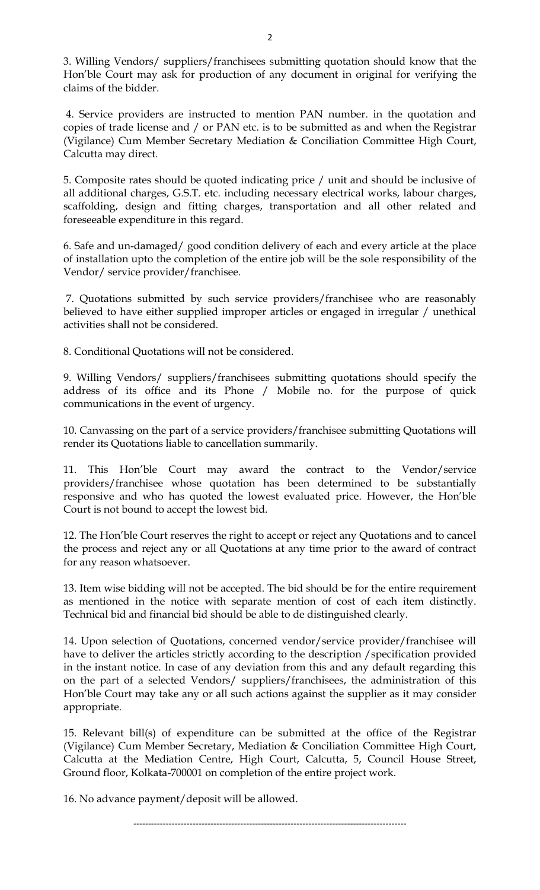3. Willing Vendors/ suppliers/franchisees submitting quotation should know that the Hon'ble Court may ask for production of any document in original for verifying the claims of the bidder.

4. Service providers are instructed to mention PAN number. in the quotation and copies of trade license and / or PAN etc. is to be submitted as and when the Registrar (Vigilance) Cum Member Secretary Mediation & Conciliation Committee High Court, Calcutta may direct.

5. Composite rates should be quoted indicating price / unit and should be inclusive of all additional charges, G.S.T. etc. including necessary electrical works, labour charges, scaffolding, design and fitting charges, transportation and all other related and foreseeable expenditure in this regard.

6. Safe and un-damaged/ good condition delivery of each and every article at the place of installation upto the completion of the entire job will be the sole responsibility of the Vendor/ service provider/franchisee.

7. Quotations submitted by such service providers/franchisee who are reasonably believed to have either supplied improper articles or engaged in irregular / unethical activities shall not be considered.

8. Conditional Quotations will not be considered.

9. Willing Vendors/ suppliers/franchisees submitting quotations should specify the address of its office and its Phone / Mobile no. for the purpose of quick communications in the event of urgency.

10. Canvassing on the part of a service providers/franchisee submitting Quotations will render its Quotations liable to cancellation summarily.

11. This Hon'ble Court may award the contract to the Vendor/service providers/franchisee whose quotation has been determined to be substantially responsive and who has quoted the lowest evaluated price. However, the Hon'ble Court is not bound to accept the lowest bid.

12. The Hon'ble Court reserves the right to accept or reject any Quotations and to cancel the process and reject any or all Quotations at any time prior to the award of contract for any reason whatsoever.

13. Item wise bidding will not be accepted. The bid should be for the entire requirement as mentioned in the notice with separate mention of cost of each item distinctly. Technical bid and financial bid should be able to de distinguished clearly.

14. Upon selection of Quotations, concerned vendor/service provider/franchisee will have to deliver the articles strictly according to the description /specification provided in the instant notice. In case of any deviation from this and any default regarding this on the part of a selected Vendors/ suppliers/franchisees, the administration of this Hon'ble Court may take any or all such actions against the supplier as it may consider appropriate.

15. Relevant bill(s) of expenditure can be submitted at the office of the Registrar (Vigilance) Cum Member Secretary, Mediation & Conciliation Committee High Court, Calcutta at the Mediation Centre, High Court, Calcutta, 5, Council House Street, Ground floor, Kolkata-700001 on completion of the entire project work.

16. No advance payment/deposit will be allowed.

---